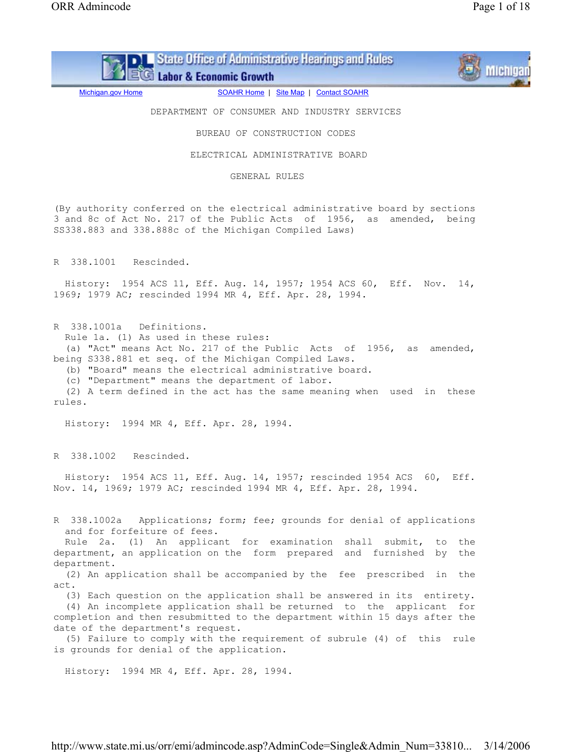DEPARTMENT OF CONSUMER AND INDUSTRY SERVICES

BUREAU OF CONSTRUCTION CODES

ELECTRICAL ADMINISTRATIVE BOARD

GENERAL RULES

(By authority conferred on the electrical administrative board by sections 3 and 8c of Act No. 217 of the Public Acts of 1956, as amended, being SS338.883 and 338.888c of the Michigan Compiled Laws)

R 338.1001 Rescinded.

History: 1954 ACS 11, Eff. Aug. 14, 1957; 1954 ACS 60, Eff. Nov. 14, 1969; 1979 AC; rescinded 1994 MR 4, Eff. Apr. 28, 1994.

R 338.1001a Definitions.

Rule 1a. (1) As used in these rules:

(a) "Act" means Act No. 217 of the Public Acts of 1956, as amended, being S338.881 et seq. of the Michigan Compiled Laws.

(b) "Board" means the electrical administrative board.

(c) "Department" means the department of labor.

(2) A term defined in the act has the same meaning when used in these rules.

History: 1994 MR 4, Eff. Apr. 28, 1994.

R 338.1002 Rescinded.

History: 1954 ACS 11, Eff. Aug. 14, 1957; rescinded 1954 ACS 60, Eff. Nov. 14, 1969; 1979 AC; rescinded 1994 MR 4, Eff. Apr. 28, 1994.

R 338.1002a Applications; form; fee; grounds for denial of applications and for forfeiture of fees.

Rule 2a. (1) An applicant for examination shall submit, to the department, an application on the form prepared and furnished by the department.

(2) An application shall be accompanied by the fee prescribed in the act.

(3) Each question on the application shall be answered in its entirety.

(4) An incomplete application shall be returned to the applicant for completion and then resubmitted to the department within 15 days after the date of the department's request.

(5) Failure to comply with the requirement of subrule (4) of this rule is grounds for denial of the application.

History: 1994 MR 4, Eff. Apr. 28, 1994.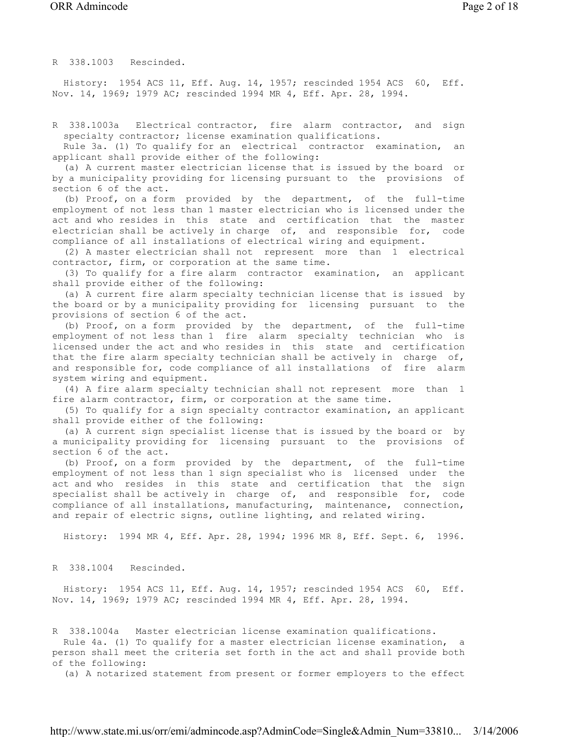## R 338.1003 Rescinded.

History: 1954 ACS 11, Eff. Aug. 14, 1957; rescinded 1954 ACS 60, Eff. Nov. 14, 1969; 1979 AC; rescinded 1994 MR 4, Eff. Apr. 28, 1994.

## R 338.1003a Electrical contractor, fire alarm contractor, and sign specialty contractor; license examination qualifications.

Rule 3a. (1) To qualify for an electrical contractor examination, an applicant shall provide either of the following:

(a) A current master electrician license that is issued by the board or by a municipality providing for licensing pursuant to the provisions of section 6 of the act.

(b) Proof, on a form provided by the department, of the full-time employment of not less than 1 master electrician who is licensed under the act and who resides in this state and certification that the master electrician shall be actively in charge of, and responsible for, code compliance of all installations of electrical wiring and equipment.

(2) A master electrician shall not represent more than 1 electrical contractor, firm, or corporation at the same time.

(3) To qualify for a fire alarm contractor examination, an applicant shall provide either of the following:

(a) A current fire alarm specialty technician license that is issued by the board or by a municipality providing for licensing pursuant to the provisions of section 6 of the act.

(b) Proof, on a form provided by the department, of the full-time employment of not less than 1 fire alarm specialty technician who is licensed under the act and who resides in this state and certification that the fire alarm specialty technician shall be actively in charge of, and responsible for, code compliance of all installations of fire alarm system wiring and equipment.

(4) A fire alarm specialty technician shall not represent more than 1 fire alarm contractor, firm, or corporation at the same time.

(5) To qualify for a sign specialty contractor examination, an applicant shall provide either of the following:

(a) A current sign specialist license that is issued by the board or by a municipality providing for licensing pursuant to the provisions of section 6 of the act.

(b) Proof, on a form provided by the department, of the full-time employment of not less than 1 sign specialist who is licensed under the act and who resides in this state and certification that the sign specialist shall be actively in charge of, and responsible for, code compliance of all installations, manufacturing, maintenance, connection, and repair of electric signs, outline lighting, and related wiring.

History: 1994 MR 4, Eff. Apr. 28, 1994; 1996 MR 8, Eff. Sept. 6, 1996.

## R 338.1004 Rescinded.

History: 1954 ACS 11, Eff. Aug. 14, 1957; rescinded 1954 ACS 60, Eff. Nov. 14, 1969; 1979 AC; rescinded 1994 MR 4, Eff. Apr. 28, 1994.

## R 338.1004a Master electrician license examination qualifications.

Rule 4a. (1) To qualify for a master electrician license examination, a person shall meet the criteria set forth in the act and shall provide both of the following:

(a) A notarized statement from present or former employers to the effect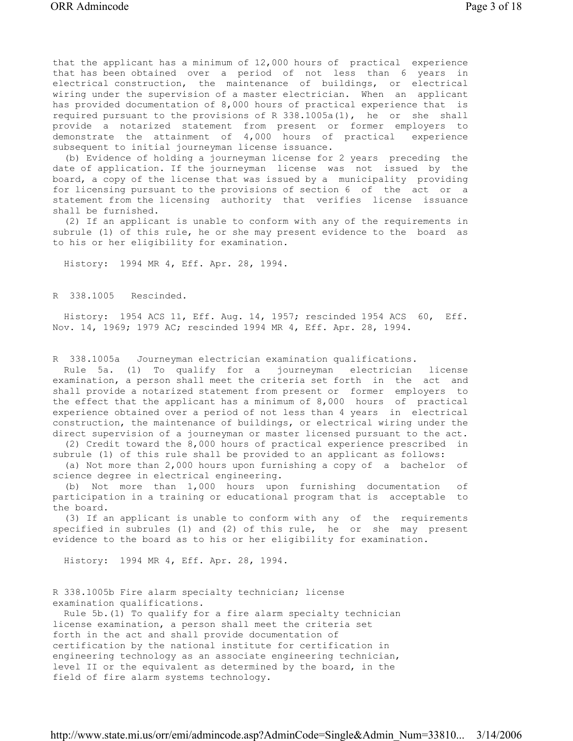that the applicant has a minimum of 12,000 hours of practical experience that has been obtained over a period of not less than 6 years in electrical construction, the maintenance of buildings, or electrical wiring under the supervision of a master electrician. When an applicant has provided documentation of 8,000 hours of practical experience that is required pursuant to the provisions of R 338.1005a(1), he or she shall provide a notarized statement from present or former employers to demonstrate the attainment of 4,000 hours of practical experience subsequent to initial journeyman license issuance.

(b) Evidence of holding a journeyman license for 2 years preceding the date of application. If the journeyman license was not issued by the board, a copy of the license that was issued by a municipality providing for licensing pursuant to the provisions of section 6 of the act or a statement from the licensing authority that verifies license issuance shall be furnished.

(2) If an applicant is unable to conform with any of the requirements in subrule (1) of this rule, he or she may present evidence to the board as to his or her eligibility for examination.

History: 1994 MR 4, Eff. Apr. 28, 1994.

R 338.1005 Rescinded.

History: 1954 ACS 11, Eff. Aug. 14, 1957; rescinded 1954 ACS 60, Eff. Nov. 14, 1969; 1979 AC; rescinded 1994 MR 4, Eff. Apr. 28, 1994.

R 338.1005a Journeyman electrician examination qualifications.

Rule 5a. (1) To qualify for a journeyman electrician license examination, a person shall meet the criteria set forth in the act and shall provide a notarized statement from present or former employers to the effect that the applicant has a minimum of 8,000 hours of practical experience obtained over a period of not less than 4 years in electrical construction, the maintenance of buildings, or electrical wiring under the direct supervision of a journeyman or master licensed pursuant to the act.

(2) Credit toward the 8,000 hours of practical experience prescribed in subrule (1) of this rule shall be provided to an applicant as follows:

(a) Not more than 2,000 hours upon furnishing a copy of a bachelor of science degree in electrical engineering.

(b) Not more than 1,000 hours upon furnishing documentation of participation in a training or educational program that is acceptable to the board.

(3) If an applicant is unable to conform with any of the requirements specified in subrules (1) and (2) of this rule, he or she may present evidence to the board as to his or her eligibility for examination.

History: 1994 MR 4, Eff. Apr. 28, 1994.

R 338.1005b Fire alarm specialty technician; license examination qualifications.

Rule 5b.(1) To qualify for a fire alarm specialty technician license examination, a person shall meet the criteria set forth in the act and shall provide documentation of certification by the national institute for certification in engineering technology as an associate engineering technician, level II or the equivalent as determined by the board, in the field of fire alarm systems technology.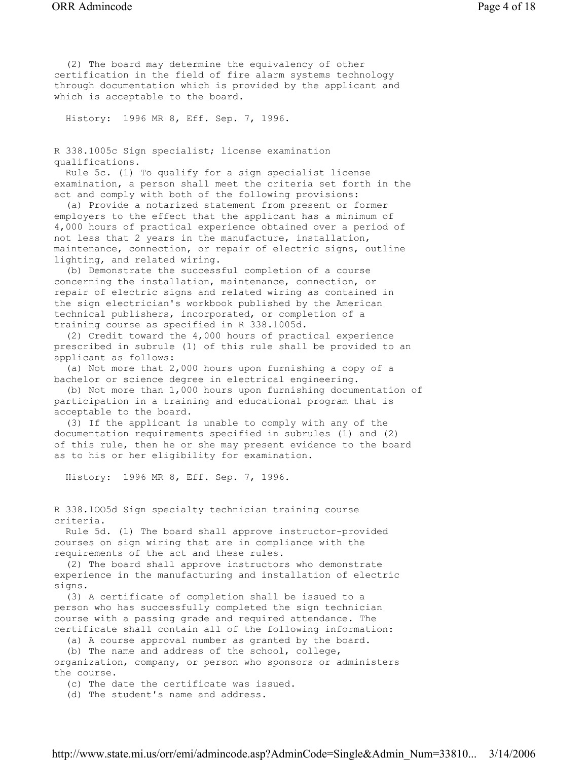(2) The board may determine the equivalency of other certification in the field of fire alarm systems technology through documentation which is provided by the applicant and which is acceptable to the board.

History: 1996 MR 8, Eff. Sep. 7, 1996.

## R 338.1005c Sign specialist; license examination qualifications.

Rule 5c. (1) To qualify for a sign specialist license examination, a person shall meet the criteria set forth in the act and comply with both of the following provisions:

(a) Provide a notarized statement from present or former employers to the effect that the applicant has a minimum of 4,000 hours of practical experience obtained over a period of not less that 2 years in the manufacture, installation, maintenance, connection, or repair of electric signs, outline lighting, and related wiring.

(b) Demonstrate the successful completion of a course concerning the installation, maintenance, connection, or repair of electric signs and related wiring as contained in the sign electrician's workbook published by the American technical publishers, incorporated, or completion of a training course as specified in R 338.1005d.

(2) Credit toward the 4,000 hours of practical experience prescribed in subrule (1) of this rule shall be provided to an applicant as follows:

(a) Not more that 2,000 hours upon furnishing a copy of a bachelor or science degree in electrical engineering.

(b) Not more than 1,000 hours upon furnishing documentation of participation in a training and educational program that is acceptable to the board.

(3) If the applicant is unable to comply with any of the documentation requirements specified in subrules (1) and (2) of this rule, then he or she may present evidence to the board as to his or her eligibility for examination.

History: 1996 MR 8, Eff. Sep. 7, 1996.

## R 338.1O05d Sign specialty technician training course criteria.

Rule 5d. (1) The board shall approve instructor-provided courses on sign wiring that are in compliance with the requirements of the act and these rules.

(2) The board shall approve instructors who demonstrate experience in the manufacturing and installation of electric signs.

(3) A certificate of completion shall be issued to a person who has successfully completed the sign technician course with a passing grade and required attendance. The certificate shall contain all of the following information:

(a) A course approval number as granted by the board.

(b) The name and address of the school, college, organization, company, or person who sponsors or administers the course.

(c) The date the certificate was issued.

(d) The student's name and address.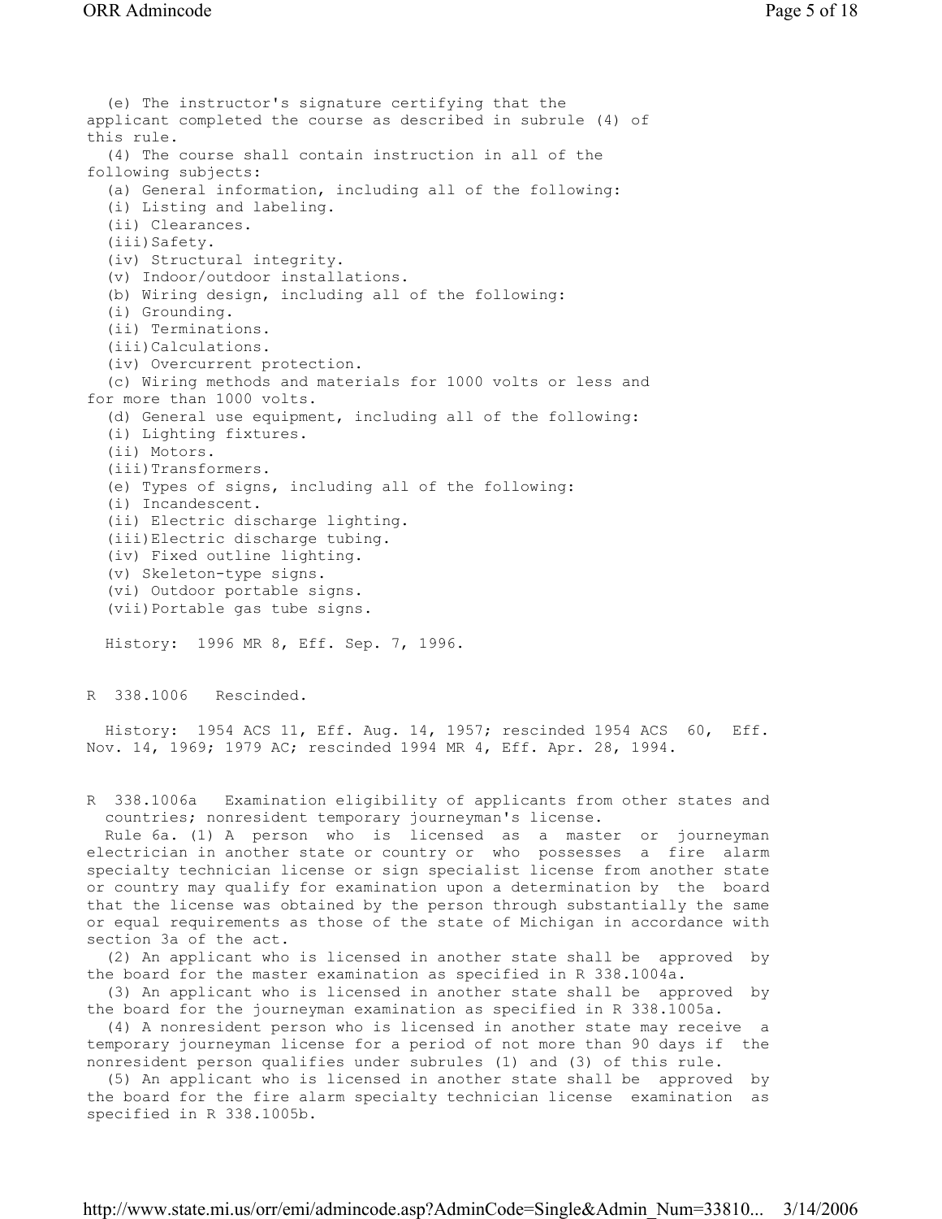(e) The instructor's signature certifying that the applicant completed the course as described in subrule (4) of this rule.

(4) The course shall contain instruction in all of the following subjects:

(a) General information, including all of the following:

(i) Listing and labeling.

(ii) Clearances.

(iii) Safety.

(iv) Structural integrity.

(v) Indoor/outdoor installations.

(b) Wiring design, including all of the following:

(i) Grounding.

(ii) Terminations.

(iii) Calculations.

(iv) Overcurrent protection.

(c) Wiring methods and materials for 1000 volts or less and for more than 1000 volts.

(d) General use equipment, including all of the following:

(i) Lighting fixtures.

(ii) Motors.

(iii) Transformers.

(e) Types of signs, including all of the following:

(i) Incandescent.

(ii) Electric discharge lighting.

(iii) Electric discharge tubing.

(iv) Fixed outline lighting.

(v) Skeleton-type signs.

(vi) Outdoor portable signs.

(vii) Portable gas tube signs.

History: 1996 MR 8, Eff. Sep. 7, 1996.

R 338.1006 Rescinded.

History: 1954 ACS 11, Eff. Aug. 14, 1957; rescinded 1954 ACS 60, Eff. Nov. 14, 1969; 1979 AC; rescinded 1994 MR 4, Eff. Apr. 28, 1994.

R 338.1006a Examination eligibility of applicants from other states and countries; nonresident temporary journeyman's license.

Rule 6a. (1) A person who is licensed as a master or journeyman electrician in another state or country or who possesses a fire alarm specialty technician license or sign specialist license from another state or country may qualify for examination upon a determination by the board that the license was obtained by the person through substantially the same or equal requirements as those of the state of Michigan in accordance with section 3a of the act.

(2) An applicant who is licensed in another state shall be approved by the board for the master examination as specified in R 338.1004a.

(3) An applicant who is licensed in another state shall be approved by the board for the journeyman examination as specified in R 338.1005a.

(4) A nonresident person who is licensed in another state may receive a temporary journeyman license for a period of not more than 90 days if the nonresident person qualifies under subrules (1) and (3) of this rule.

(5) An applicant who is licensed in another state shall be approved by the board for the fire alarm specialty technician license examination as specified in R 338.1005b.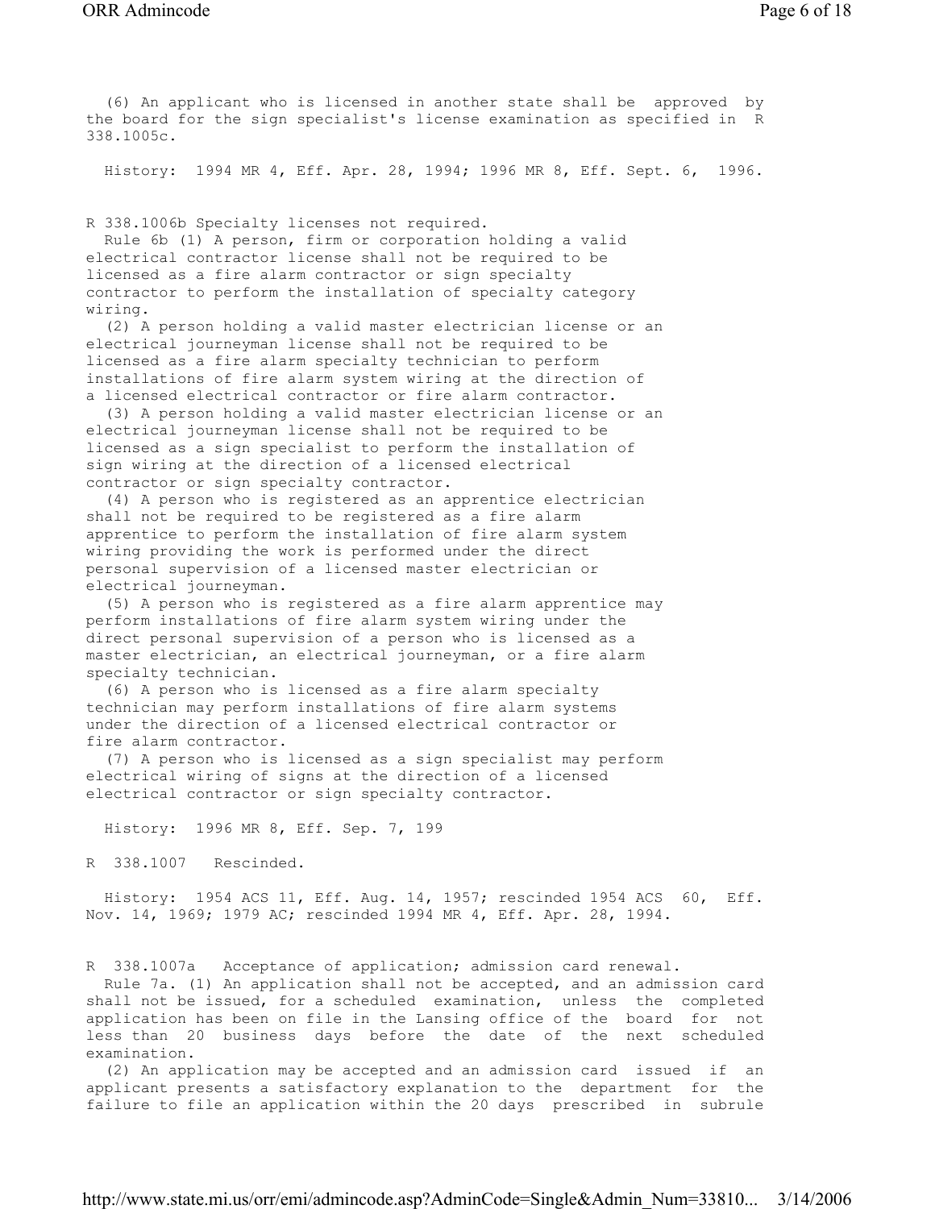(6) An applicant who is licensed in another state shall be approved by the board for the sign specialist's license examination as specified in R 338.1005c.

History: 1994 MR 4, Eff. Apr. 28, 1994; 1996 MR 8, Eff. Sept. 6, 1996.

R 338.1006b Specialty licenses not required.

Rule 6b (1) A person, firm or corporation holding a valid electrical contractor license shall not be required to be licensed as a fire alarm contractor or sign specialty contractor to perform the installation of specialty category wiring.

(2) A person holding a valid master electrician license or an electrical journeyman license shall not be required to be licensed as a fire alarm specialty technician to perform installations of fire alarm system wiring at the direction of a licensed electrical contractor or fire alarm contractor.

(3) A person holding a valid master electrician license or an electrical journeyman license shall not be required to be licensed as a sign specialist to perform the installation of sign wiring at the direction of a licensed electrical contractor or sign specialty contractor.

(4) A person who is registered as an apprentice electrician shall not be required to be registered as a fire alarm apprentice to perform the installation of fire alarm system wiring providing the work is performed under the direct personal supervision of a licensed master electrician or electrical journeyman.

(5) A person who is registered as a fire alarm apprentice may perform installations of fire alarm system wiring under the direct personal supervision of a person who is licensed as a master electrician, an electrical journeyman, or a fire alarm specialty technician.

(6) A person who is licensed as a fire alarm specialty technician may perform installations of fire alarm systems under the direction of a licensed electrical contractor or fire alarm contractor.

(7) A person who is licensed as a sign specialist may perform electrical wiring of signs at the direction of a licensed electrical contractor or sign specialty contractor.

History: 1996 MR 8, Eff. Sep. 7, 199

R 338.1007 Rescinded.

History: 1954 ACS 11, Eff. Aug. 14, 1957; rescinded 1954 ACS 60, Eff. Nov. 14, 1969; 1979 AC; rescinded 1994 MR 4, Eff. Apr. 28, 1994.

R 338.1007a Acceptance of application; admission card renewal.

Rule 7a. (1) An application shall not be accepted, and an admission card shall not be issued, for a scheduled examination, unless the completed application has been on file in the Lansing office of the board for not less than 20 business days before the date of the next scheduled examination.

(2) An application may be accepted and an admission card issued if an applicant presents a satisfactory explanation to the department for the failure to file an application within the 20 days prescribed in subrule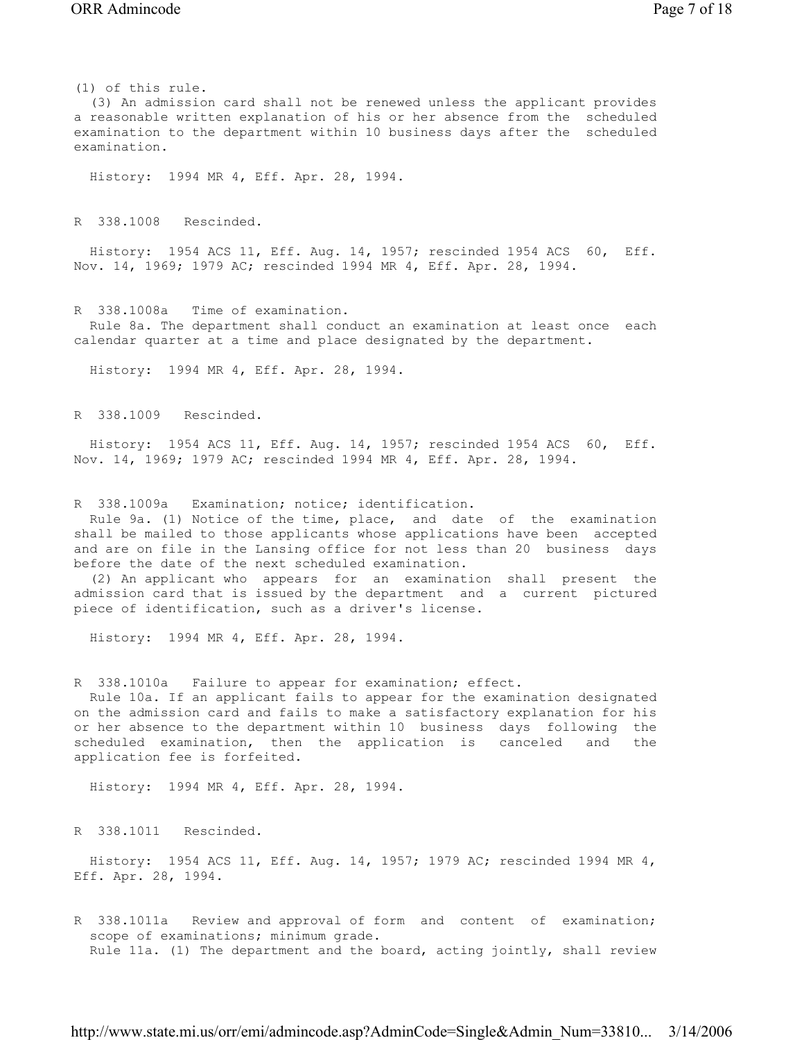(1) of this rule.

(3) An admission card shall not be renewed unless the applicant provides a reasonable written explanation of his or her absence from the scheduled examination to the department within 10 business days after the scheduled examination.

History: 1994 MR 4, Eff. Apr. 28, 1994.

R 338.1008 Rescinded.

History: 1954 ACS 11, Eff. Aug. 14, 1957; rescinded 1954 ACS 60, Eff. Nov. 14, 1969; 1979 AC; rescinded 1994 MR 4, Eff. Apr. 28, 1994.

R 338.1008a Time of examination.

Rule 8a. The department shall conduct an examination at least once each calendar quarter at a time and place designated by the department.

History: 1994 MR 4, Eff. Apr. 28, 1994.

R 338.1009 Rescinded.

History: 1954 ACS 11, Eff. Aug. 14, 1957; rescinded 1954 ACS 60, Eff. Nov. 14, 1969; 1979 AC; rescinded 1994 MR 4, Eff. Apr. 28, 1994.

R 338.1009a Examination; notice; identification.

Rule 9a. (1) Notice of the time, place, and date of the examination shall be mailed to those applicants whose applications have been accepted and are on file in the Lansing office for not less than 20 business days before the date of the next scheduled examination.

(2) An applicant who appears for an examination shall present the admission card that is issued by the department and a current pictured piece of identification, such as a driver's license.

History: 1994 MR 4, Eff. Apr. 28, 1994.

R 338.1010a Failure to appear for examination; effect.

Rule 10a. If an applicant fails to appear for the examination designated on the admission card and fails to make a satisfactory explanation for his or her absence to the department within 10 business days following the scheduled examination, then the application is canceled and the application fee is forfeited.

History: 1994 MR 4, Eff. Apr. 28, 1994.

R 338.1011 Rescinded.

History: 1954 ACS 11, Eff. Aug. 14, 1957; 1979 AC; rescinded 1994 MR 4, Eff. Apr. 28, 1994.

R 338.1011a Review and approval of form and content of examination; scope of examinations; minimum grade.

Rule 11a. (1) The department and the board, acting jointly, shall review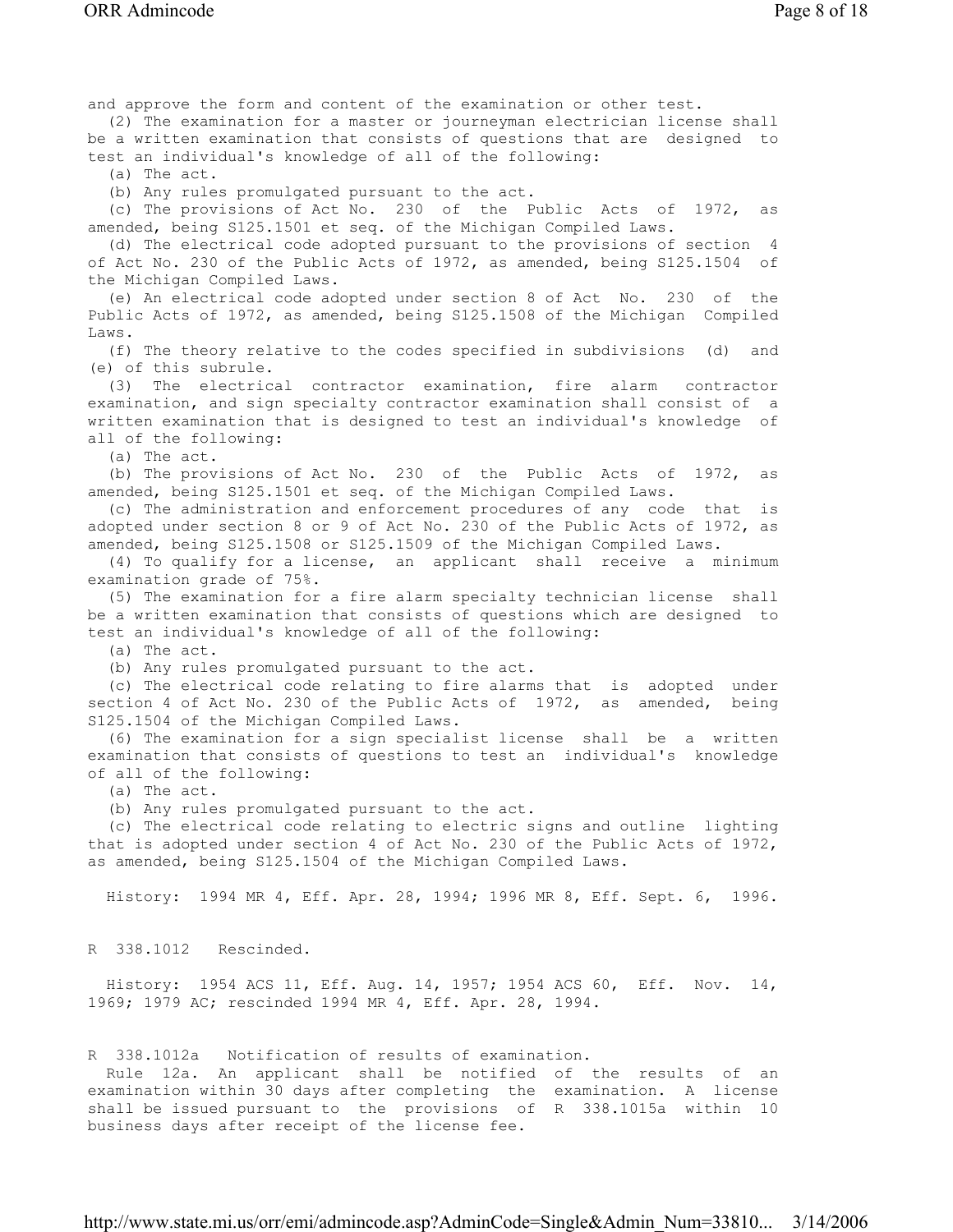and approve the form and content of the examination or other test.

(2) The examination for a master or journeyman electrician license shall be a written examination that consists of questions that are designed to test an individual's knowledge of all of the following:

(a) The act.

(b) Any rules promulgated pursuant to the act.

(c) The provisions of Act No. 230 of the Public Acts of 1972, as amended, being S125.1501 et seq. of the Michigan Compiled Laws.

(d) The electrical code adopted pursuant to the provisions of section 4 of Act No. 230 of the Public Acts of 1972, as amended, being S125.1504 of the Michigan Compiled Laws.

(e) An electrical code adopted under section 8 of Act No. 230 of the Public Acts of 1972, as amended, being S125.1508 of the Michigan Compiled Laws.

(f) The theory relative to the codes specified in subdivisions (d) and (e) of this subrule.

(3) The electrical contractor examination, fire alarm contractor examination, and sign specialty contractor examination shall consist of a written examination that is designed to test an individual's knowledge of all of the following:

(a) The act.

(b) The provisions of Act No. 230 of the Public Acts of 1972, as amended, being S125.1501 et seq. of the Michigan Compiled Laws.

(c) The administration and enforcement procedures of any code that is adopted under section 8 or 9 of Act No. 230 of the Public Acts of 1972, as amended, being S125.1508 or S125.1509 of the Michigan Compiled Laws.

(4) To qualify for a license, an applicant shall receive a minimum examination grade of 75%.

(5) The examination for a fire alarm specialty technician license shall be a written examination that consists of questions which are designed to test an individual's knowledge of all of the following:

(a) The act.

(b) Any rules promulgated pursuant to the act.

(c) The electrical code relating to fire alarms that is adopted under section 4 of Act No. 230 of the Public Acts of 1972, as amended, being S125.1504 of the Michigan Compiled Laws.

(6) The examination for a sign specialist license shall be a written examination that consists of questions to test an individual's knowledge of all of the following:

(a) The act.

(b) Any rules promulgated pursuant to the act.

(c) The electrical code relating to electric signs and outline lighting that is adopted under section 4 of Act No. 230 of the Public Acts of 1972, as amended, being S125.1504 of the Michigan Compiled Laws.

History: 1994 MR 4, Eff. Apr. 28, 1994; 1996 MR 8, Eff. Sept. 6, 1996.

R 338.1012 Rescinded.

History: 1954 ACS 11, Eff. Aug. 14, 1957; 1954 ACS 60, Eff. Nov. 14, 1969; 1979 AC; rescinded 1994 MR 4, Eff. Apr. 28, 1994.

R 338.1012a Notification of results of examination.

Rule 12a. An applicant shall be notified of the results of an examination within 30 days after completing the examination. A license shall be issued pursuant to the provisions of R 338.1015a within 10 business days after receipt of the license fee.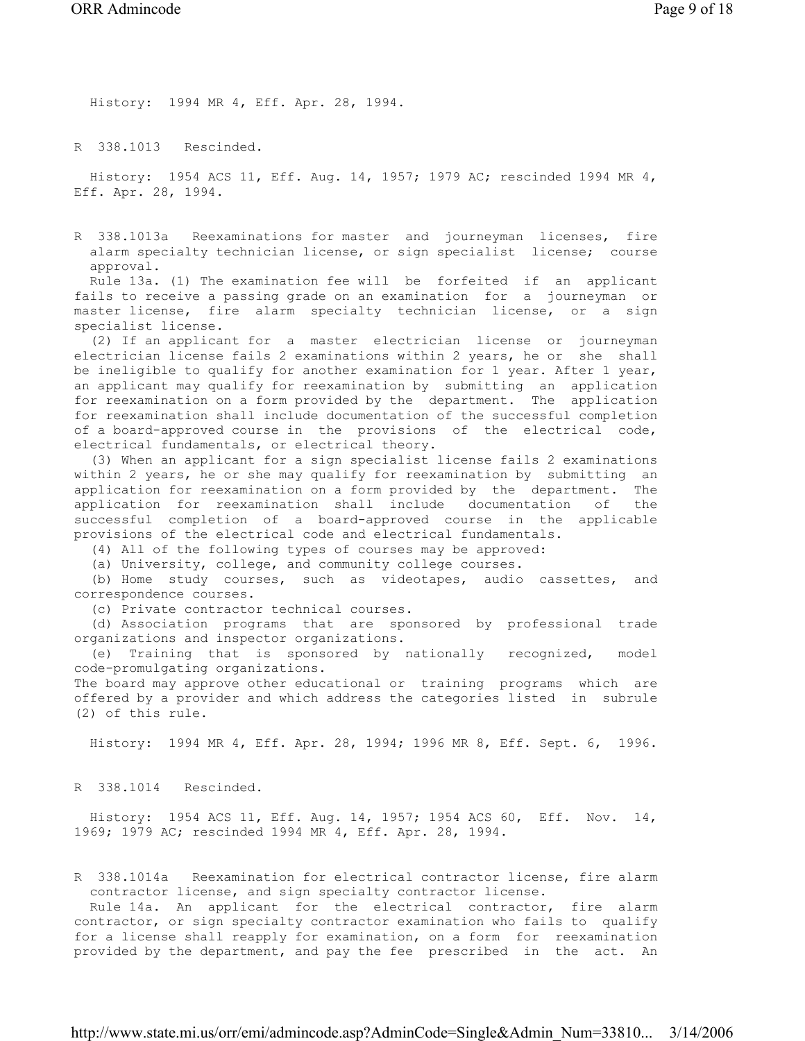History: 1994 MR 4, Eff. Apr. 28, 1994.

R 338.1013 Rescinded.

History: 1954 ACS 11, Eff. Aug. 14, 1957; 1979 AC; rescinded 1994 MR 4, Eff. Apr. 28, 1994.

R 338.1013a Reexaminations for master and journeyman licenses, fire alarm specialty technician license, or sign specialist license; course approval.

Rule 13a. (1) The examination fee will be forfeited if an applicant fails to receive a passing grade on an examination for a journeyman or master license, fire alarm specialty technician license, or a sign specialist license.

(2) If an applicant for a master electrician license or journeyman electrician license fails 2 examinations within 2 years, he or she shall be ineligible to qualify for another examination for 1 year. After 1 year, an applicant may qualify for reexamination by submitting an application for reexamination on a form provided by the department. The application for reexamination shall include documentation of the successful completion of a board-approved course in the provisions of the electrical code, electrical fundamentals, or electrical theory.

(3) When an applicant for a sign specialist license fails 2 examinations within 2 years, he or she may qualify for reexamination by submitting an application for reexamination on a form provided by the department. The application for reexamination shall include documentation of the successful completion of a board-approved course in the applicable provisions of the electrical code and electrical fundamentals.

(4) All of the following types of courses may be approved:

(a) University, college, and community college courses.

(b) Home study courses, such as videotapes, audio cassettes, and correspondence courses.

(c) Private contractor technical courses.

(d) Association programs that are sponsored by professional trade organizations and inspector organizations.

(e) Training that is sponsored by nationally recognized, model code-promulgating organizations.

The board may approve other educational or training programs which are offered by a provider and which address the categories listed in subrule (2) of this rule.

History: 1994 MR 4, Eff. Apr. 28, 1994; 1996 MR 8, Eff. Sept. 6, 1996.

R 338.1014 Rescinded.

History: 1954 ACS 11, Eff. Aug. 14, 1957; 1954 ACS 60, Eff. Nov. 14, 1969; 1979 AC; rescinded 1994 MR 4, Eff. Apr. 28, 1994.

R 338.1014a Reexamination for electrical contractor license, fire alarm contractor license, and sign specialty contractor license.

Rule 14a. An applicant for the electrical contractor, fire alarm contractor, or sign specialty contractor examination who fails to qualify for a license shall reapply for examination, on a form for reexamination provided by the department, and pay the fee prescribed in the act. An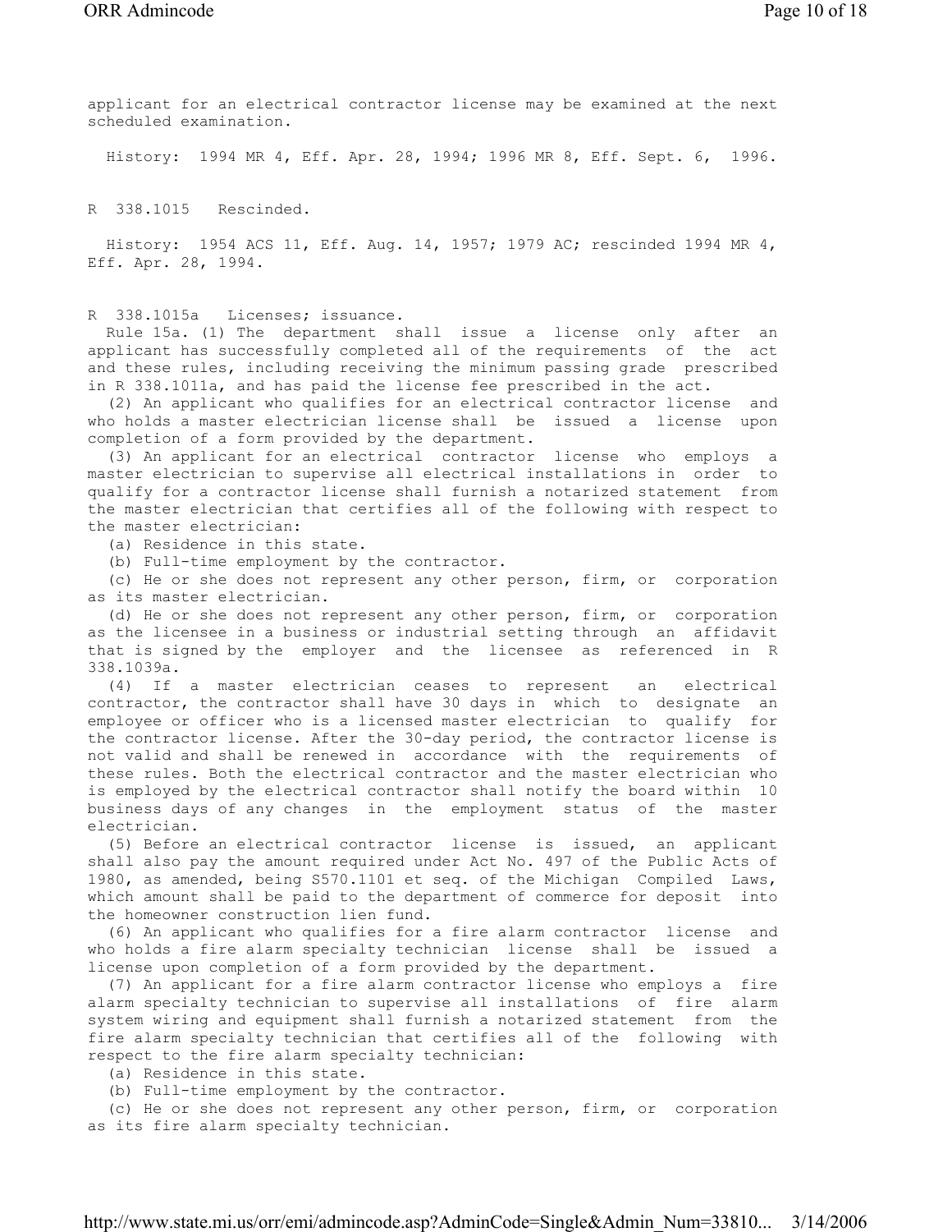applicant for an electrical contractor license may be examined at the next scheduled examination.

History: 1994 MR 4, Eff. Apr. 28, 1994; 1996 MR 8, Eff. Sept. 6, 1996.

R 338.1015 Rescinded.

History: 1954 ACS 11, Eff. Aug. 14, 1957; 1979 AC; rescinded 1994 MR 4, Eff. Apr. 28, 1994.

R 338.1015a Licenses; issuance.

Rule 15a. (1) The department shall issue a license only after an applicant has successfully completed all of the requirements of the act and these rules, including receiving the minimum passing grade prescribed in R 338.1011a, and has paid the license fee prescribed in the act.

(2) An applicant who qualifies for an electrical contractor license and who holds a master electrician license shall be issued a license upon completion of a form provided by the department.

(3) An applicant for an electrical contractor license who employs a master electrician to supervise all electrical installations in order to qualify for a contractor license shall furnish a notarized statement from the master electrician that certifies all of the following with respect to the master electrician:

(a) Residence in this state.

(b) Full-time employment by the contractor.

(c) He or she does not represent any other person, firm, or corporation as its master electrician.

(d) He or she does not represent any other person, firm, or corporation as the licensee in a business or industrial setting through an affidavit that is signed by the employer and the licensee as referenced in R 338.1039a.

(4) If a master electrician ceases to represent an electrical contractor, the contractor shall have 30 days in which to designate an employee or officer who is a licensed master electrician to qualify for the contractor license. After the 30-day period, the contractor license is not valid and shall be renewed in accordance with the requirements of these rules. Both the electrical contractor and the master electrician who is employed by the electrical contractor shall notify the board within 10 business days of any changes in the employment status of the master electrician.

(5) Before an electrical contractor license is issued, an applicant shall also pay the amount required under Act No. 497 of the Public Acts of 1980, as amended, being S570.1101 et seq. of the Michigan Compiled Laws, which amount shall be paid to the department of commerce for deposit into the homeowner construction lien fund.

(6) An applicant who qualifies for a fire alarm contractor license and who holds a fire alarm specialty technician license shall be issued a license upon completion of a form provided by the department.

(7) An applicant for a fire alarm contractor license who employs a fire alarm specialty technician to supervise all installations of fire alarm system wiring and equipment shall furnish a notarized statement from the fire alarm specialty technician that certifies all of the following with respect to the fire alarm specialty technician:

(a) Residence in this state.

(b) Full-time employment by the contractor.

(c) He or she does not represent any other person, firm, or corporation as its fire alarm specialty technician.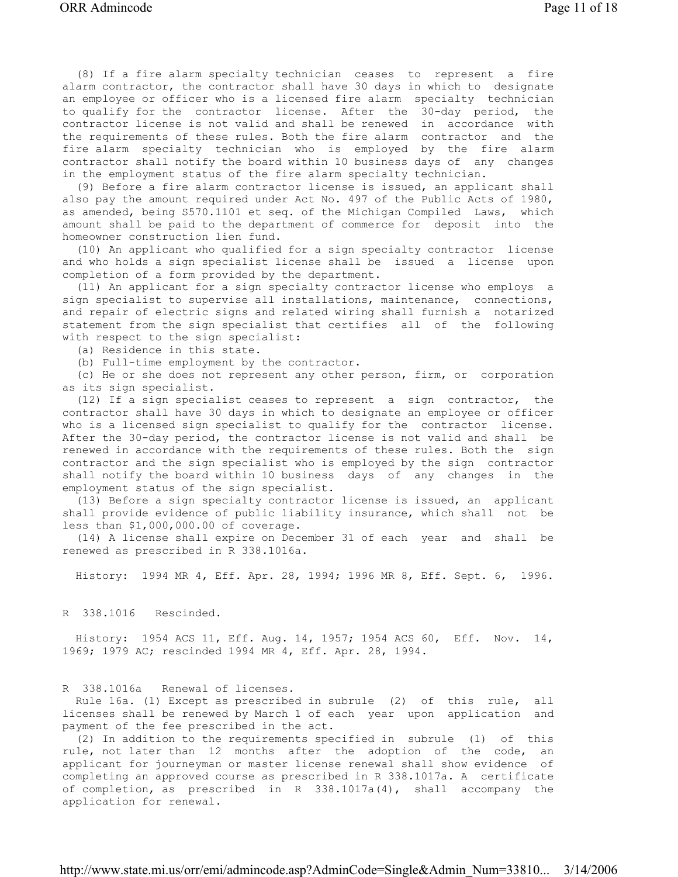(8) If a fire alarm specialty technician ceases to represent a fire alarm contractor, the contractor shall have 30 days in which to designate an employee or officer who is a licensed fire alarm specialty technician to qualify for the contractor license. After the 30-day period, the contractor license is not valid and shall be renewed in accordance with the requirements of these rules. Both the fire alarm contractor and the fire alarm specialty technician who is employed by the fire alarm contractor shall notify the board within 10 business days of any changes in the employment status of the fire alarm specialty technician.

(9) Before a fire alarm contractor license is issued, an applicant shall also pay the amount required under Act No. 497 of the Public Acts of 1980, as amended, being S570.1101 et seq. of the Michigan Compiled Laws, which amount shall be paid to the department of commerce for deposit into the homeowner construction lien fund.

(10) An applicant who qualified for a sign specialty contractor license and who holds a sign specialist license shall be issued a license upon completion of a form provided by the department.

(11) An applicant for a sign specialty contractor license who employs a sign specialist to supervise all installations, maintenance, connections, and repair of electric signs and related wiring shall furnish a notarized statement from the sign specialist that certifies all of the following with respect to the sign specialist:

(a) Residence in this state.

(b) Full-time employment by the contractor.

(c) He or she does not represent any other person, firm, or corporation as its sign specialist.

(12) If a sign specialist ceases to represent a sign contractor, the contractor shall have 30 days in which to designate an employee or officer who is a licensed sign specialist to qualify for the contractor license. After the 30-day period, the contractor license is not valid and shall be renewed in accordance with the requirements of these rules. Both the sign contractor and the sign specialist who is employed by the sign contractor shall notify the board within 10 business days of any changes in the employment status of the sign specialist.

(13) Before a sign specialty contractor license is issued, an applicant shall provide evidence of public liability insurance, which shall not be less than $1,000,000.00 of coverage.

(14) A license shall expire on December 31 of each year and shall be renewed as prescribed in R 338.1016a.

History: 1994 MR 4, Eff. Apr. 28, 1994; 1996 MR 8, Eff. Sept. 6, 1996.

R 338.1016 Rescinded.

History: 1954 ACS 11, Eff. Aug. 14, 1957; 1954 ACS 60, Eff. Nov. 14, 1969; 1979 AC; rescinded 1994 MR 4, Eff. Apr. 28, 1994.

R 338.1016a Renewal of licenses.

Rule 16a. (1) Except as prescribed in subrule (2) of this rule, all licenses shall be renewed by March 1 of each year upon application and payment of the fee prescribed in the act.

(2) In addition to the requirements specified in subrule (1) of this rule, not later than 12 months after the adoption of the code, an applicant for journeyman or master license renewal shall show evidence of completing an approved course as prescribed in R 338.1017a. A certificate of completion, as prescribed in R 338.1017a(4), shall accompany the application for renewal.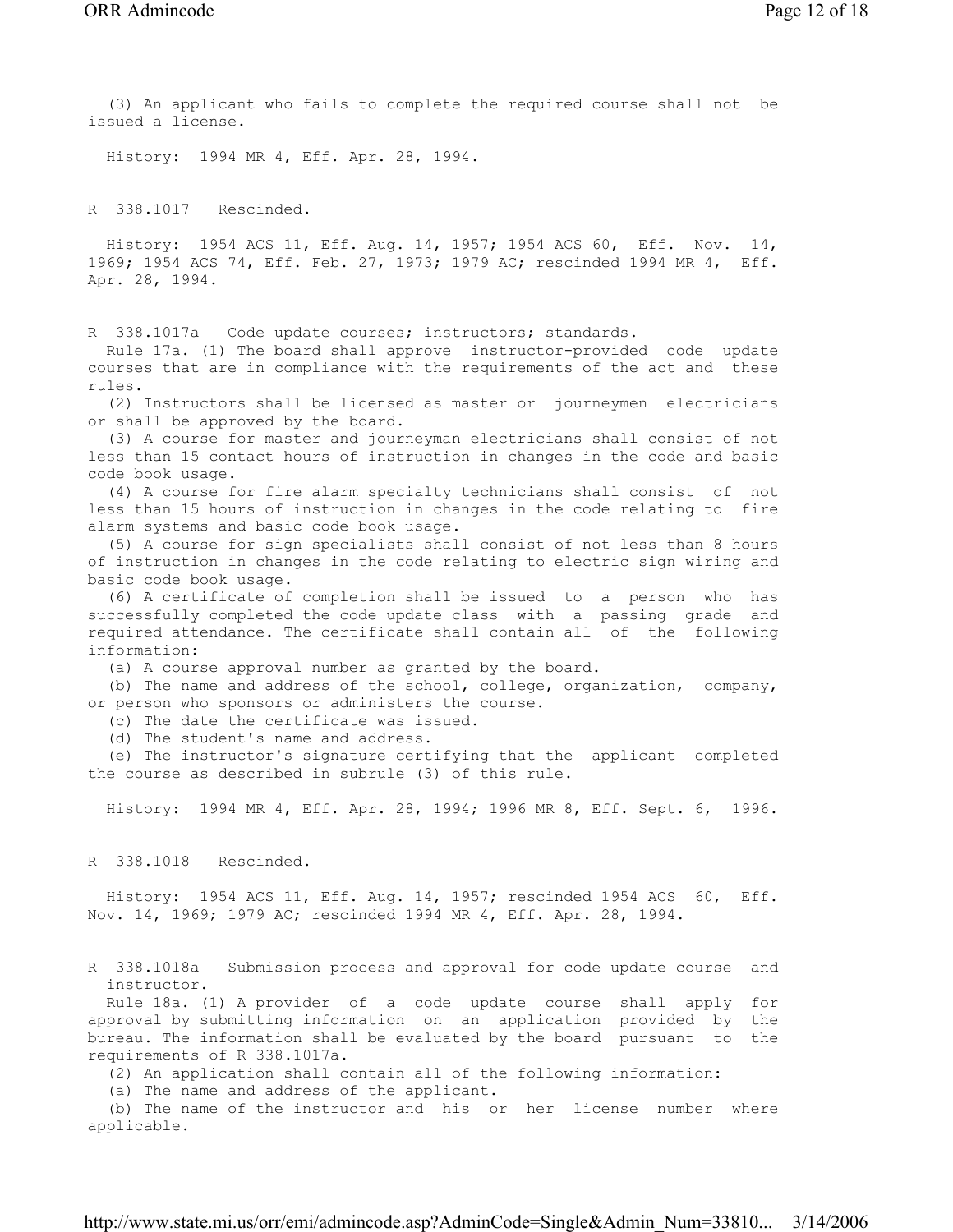(3) An applicant who fails to complete the required course shall not be issued a license.

History: 1994 MR 4, Eff. Apr. 28, 1994.

R 338.1017 Rescinded.

History: 1954 ACS 11, Eff. Aug. 14, 1957; 1954 ACS 60, Eff. Nov. 14, 1969; 1954 ACS 74, Eff. Feb. 27, 1973; 1979 AC; rescinded 1994 MR 4, Eff. Apr. 28, 1994.

R 338.1017a Code update courses; instructors; standards.

Rule 17a. (1) The board shall approve instructor-provided code update courses that are in compliance with the requirements of the act and these rules.

(2) Instructors shall be licensed as master or journeymen electricians or shall be approved by the board.

(3) A course for master and journeyman electricians shall consist of not less than 15 contact hours of instruction in changes in the code and basic code book usage.

(4) A course for fire alarm specialty technicians shall consist of not less than 15 hours of instruction in changes in the code relating to fire alarm systems and basic code book usage.

(5) A course for sign specialists shall consist of not less than 8 hours of instruction in changes in the code relating to electric sign wiring and basic code book usage.

(6) A certificate of completion shall be issued to a person who has successfully completed the code update class with a passing grade and required attendance. The certificate shall contain all of the following information:

(a) A course approval number as granted by the board.

(b) The name and address of the school, college, organization, company, or person who sponsors or administers the course.

(c) The date the certificate was issued.

(d) The student's name and address.

(e) The instructor's signature certifying that the applicant completed the course as described in subrule (3) of this rule.

History: 1994 MR 4, Eff. Apr. 28, 1994; 1996 MR 8, Eff. Sept. 6, 1996.

R 338.1018 Rescinded.

History: 1954 ACS 11, Eff. Aug. 14, 1957; rescinded 1954 ACS 60, Eff. Nov. 14, 1969; 1979 AC; rescinded 1994 MR 4, Eff. Apr. 28, 1994.

R 338.1018a Submission process and approval for code update course and instructor.

Rule 18a. (1) A provider of a code update course shall apply for approval by submitting information on an application provided by the bureau. The information shall be evaluated by the board pursuant to the requirements of R 338.1017a.

(2) An application shall contain all of the following information:

(a) The name and address of the applicant.

(b) The name of the instructor and his or her license number where applicable.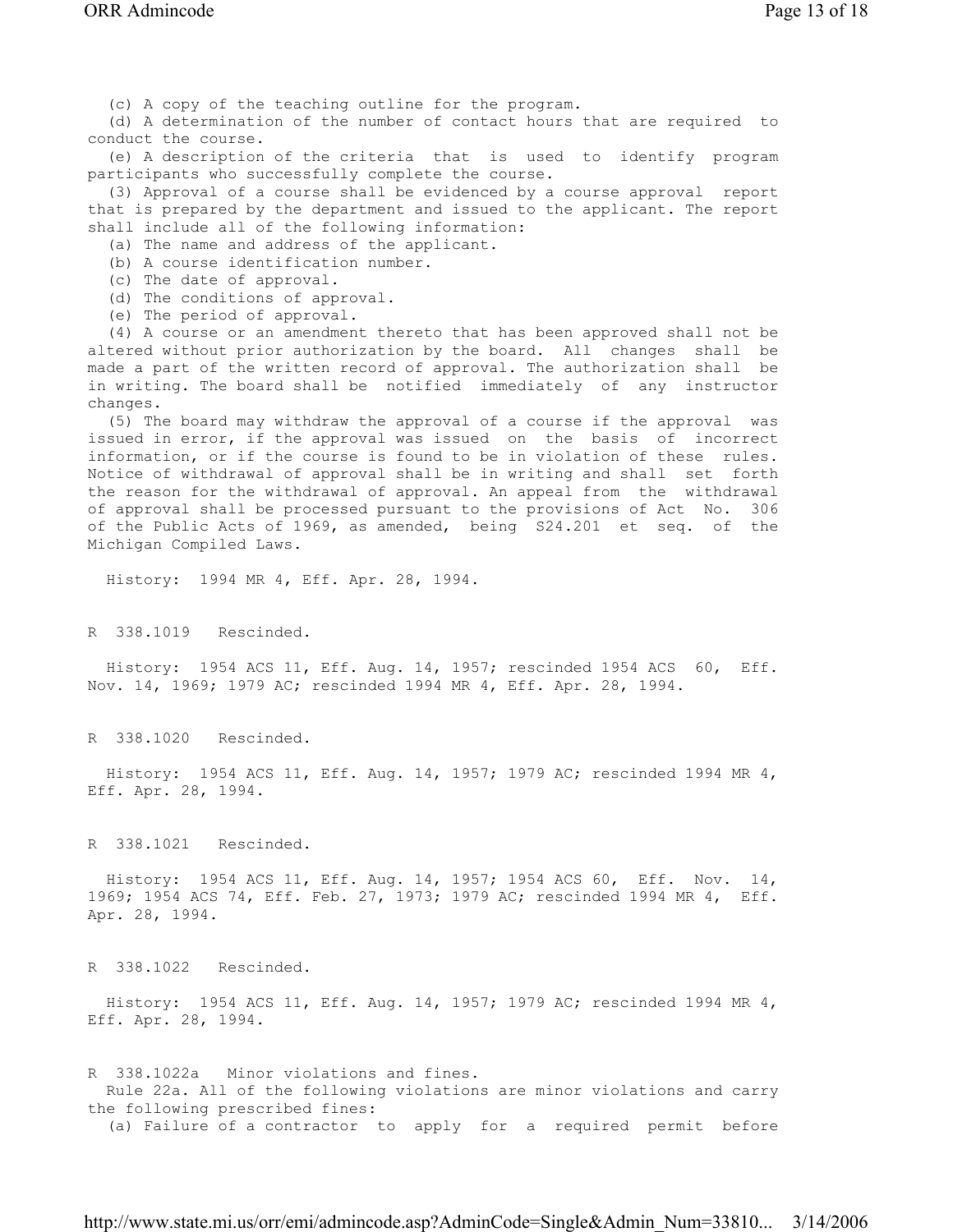(c) A copy of the teaching outline for the program.

(d) A determination of the number of contact hours that are required to conduct the course.

(e) A description of the criteria that is used to identify program participants who successfully complete the course.

(3) Approval of a course shall be evidenced by a course approval report that is prepared by the department and issued to the applicant. The report shall include all of the following information:

(a) The name and address of the applicant.

(b) A course identification number.

(c) The date of approval.

(d) The conditions of approval.

(e) The period of approval.

(4) A course or an amendment thereto that has been approved shall not be altered without prior authorization by the board. All changes shall be made a part of the written record of approval. The authorization shall be in writing. The board shall be notified immediately of any instructor changes.

(5) The board may withdraw the approval of a course if the approval was issued in error, if the approval was issued on the basis of incorrect information, or if the course is found to be in violation of these rules. Notice of withdrawal of approval shall be in writing and shall set forth the reason for the withdrawal of approval. An appeal from the withdrawal of approval shall be processed pursuant to the provisions of Act No. 306 of the Public Acts of 1969, as amended, being S24.201 et seq. of the Michigan Compiled Laws.

History: 1994 MR 4, Eff. Apr. 28, 1994.

R 338.1019 Rescinded.

History: 1954 ACS 11, Eff. Aug. 14, 1957; rescinded 1954 ACS 60, Eff. Nov. 14, 1969; 1979 AC; rescinded 1994 MR 4, Eff. Apr. 28, 1994.

R 338.1020 Rescinded.

History: 1954 ACS 11, Eff. Aug. 14, 1957; 1979 AC; rescinded 1994 MR 4, Eff. Apr. 28, 1994.

R 338.1021 Rescinded.

History: 1954 ACS 11, Eff. Aug. 14, 1957; 1954 ACS 60, Eff. Nov. 14, 1969; 1954 ACS 74, Eff. Feb. 27, 1973; 1979 AC; rescinded 1994 MR 4, Eff. Apr. 28, 1994.

R 338.1022 Rescinded.

History: 1954 ACS 11, Eff. Aug. 14, 1957; 1979 AC; rescinded 1994 MR 4, Eff. Apr. 28, 1994.

R 338.1022a Minor violations and fines.

Rule 22a. All of the following violations are minor violations and carry the following prescribed fines:

(a) Failure of a contractor to apply for a required permit before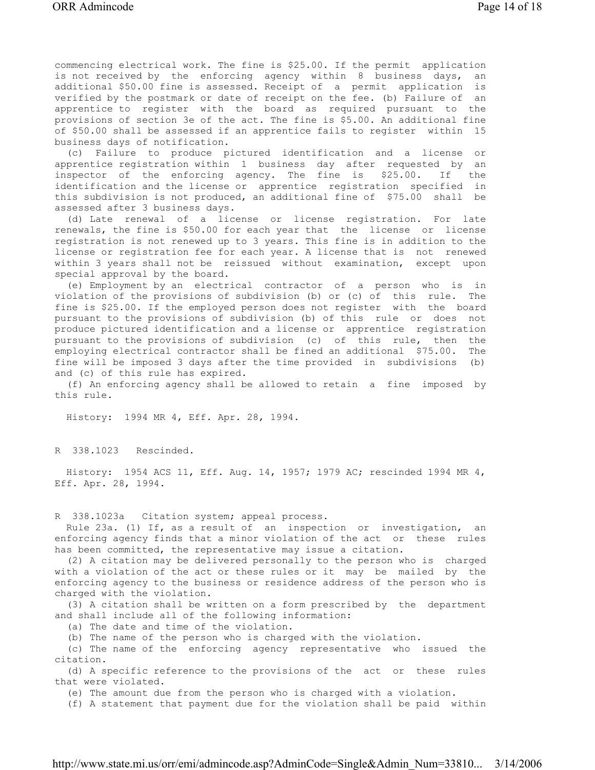commencing electrical work. The fine is $25.00. If the permit application is not received by the enforcing agency within 8 business days, an additional $50.00 fine is assessed. Receipt of a permit application is verified by the postmark or date of receipt on the fee. (b) Failure of an apprentice to register with the board as required pursuant to the provisions of section 3e of the act. The fine is $5.00. An additional fine of $50.00 shall be assessed if an apprentice fails to register within 15 business days of notification.

(c) Failure to produce pictured identification and a license or apprentice registration within 1 business day after requested by an inspector of the enforcing agency. The fine is $25.00. If the identification and the license or apprentice registration specified in this subdivision is not produced, an additional fine of $75.00 shall be assessed after 3 business days.

(d) Late renewal of a license or license registration. For late renewals, the fine is $50.00 for each year that the license or license registration is not renewed up to 3 years. This fine is in addition to the license or registration fee for each year. A license that is not renewed within 3 years shall not be reissued without examination, except upon special approval by the board.

(e) Employment by an electrical contractor of a person who is in violation of the provisions of subdivision (b) or (c) of this rule. The fine is $25.00. If the employed person does not register with the board pursuant to the provisions of subdivision (b) of this rule or does not produce pictured identification and a license or apprentice registration pursuant to the provisions of subdivision (c) of this rule, then the employing electrical contractor shall be fined an additional $75.00. The fine will be imposed 3 days after the time provided in subdivisions (b) and (c) of this rule has expired.

(f) An enforcing agency shall be allowed to retain a fine imposed by this rule.

History: 1994 MR 4, Eff. Apr. 28, 1994.

R 338.1023 Rescinded.

History: 1954 ACS 11, Eff. Aug. 14, 1957; 1979 AC; rescinded 1994 MR 4, Eff. Apr. 28, 1994.

R 338.1023a Citation system; appeal process.

Rule 23a. (1) If, as a result of an inspection or investigation, an enforcing agency finds that a minor violation of the act or these rules has been committed, the representative may issue a citation.

(2) A citation may be delivered personally to the person who is charged with a violation of the act or these rules or it may be mailed by the enforcing agency to the business or residence address of the person who is charged with the violation.

(3) A citation shall be written on a form prescribed by the department and shall include all of the following information:

(a) The date and time of the violation.

(b) The name of the person who is charged with the violation.

(c) The name of the enforcing agency representative who issued the citation.

(d) A specific reference to the provisions of the act or these rules that were violated.

(e) The amount due from the person who is charged with a violation.

(f) A statement that payment due for the violation shall be paid within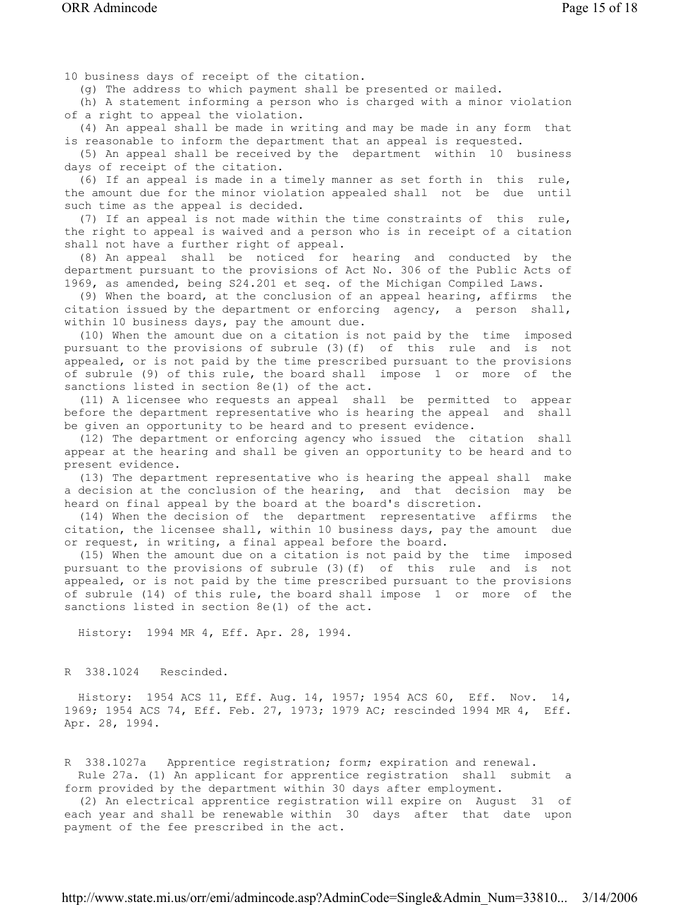10 business days of receipt of the citation.

(g) The address to which payment shall be presented or mailed.

(h) A statement informing a person who is charged with a minor violation of a right to appeal the violation.

(4) An appeal shall be made in writing and may be made in any form that is reasonable to inform the department that an appeal is requested.

(5) An appeal shall be received by the department within 10 business days of receipt of the citation.

(6) If an appeal is made in a timely manner as set forth in this rule, the amount due for the minor violation appealed shall not be due until such time as the appeal is decided.

(7) If an appeal is not made within the time constraints of this rule, the right to appeal is waived and a person who is in receipt of a citation shall not have a further right of appeal.

(8) An appeal shall be noticed for hearing and conducted by the department pursuant to the provisions of Act No. 306 of the Public Acts of 1969, as amended, being S24.201 et seq. of the Michigan Compiled Laws.

(9) When the board, at the conclusion of an appeal hearing, affirms the citation issued by the department or enforcing agency, a person shall, within 10 business days, pay the amount due.

(10) When the amount due on a citation is not paid by the time imposed pursuant to the provisions of subrule (3)(f) of this rule and is not appealed, or is not paid by the time prescribed pursuant to the provisions of subrule (9) of this rule, the board shall impose 1 or more of the sanctions listed in section 8e(1) of the act.

(11) A licensee who requests an appeal shall be permitted to appear before the department representative who is hearing the appeal and shall be given an opportunity to be heard and to present evidence.

(12) The department or enforcing agency who issued the citation shall appear at the hearing and shall be given an opportunity to be heard and to present evidence.

(13) The department representative who is hearing the appeal shall make a decision at the conclusion of the hearing, and that decision may be heard on final appeal by the board at the board's discretion.

(14) When the decision of the department representative affirms the citation, the licensee shall, within 10 business days, pay the amount due or request, in writing, a final appeal before the board.

(15) When the amount due on a citation is not paid by the time imposed pursuant to the provisions of subrule (3)(f) of this rule and is not appealed, or is not paid by the time prescribed pursuant to the provisions of subrule (14) of this rule, the board shall impose 1 or more of the sanctions listed in section 8e(1) of the act.

History: 1994 MR 4, Eff. Apr. 28, 1994.

R 338.1024 Rescinded.

History: 1954 ACS 11, Eff. Aug. 14, 1957; 1954 ACS 60, Eff. Nov. 14, 1969; 1954 ACS 74, Eff. Feb. 27, 1973; 1979 AC; rescinded 1994 MR 4, Eff. Apr. 28, 1994.

R 338.1027a Apprentice registration; form; expiration and renewal.

Rule 27a. (1) An applicant for apprentice registration shall submit a form provided by the department within 30 days after employment.

(2) An electrical apprentice registration will expire on August 31 of each year and shall be renewable within 30 days after that date upon payment of the fee prescribed in the act.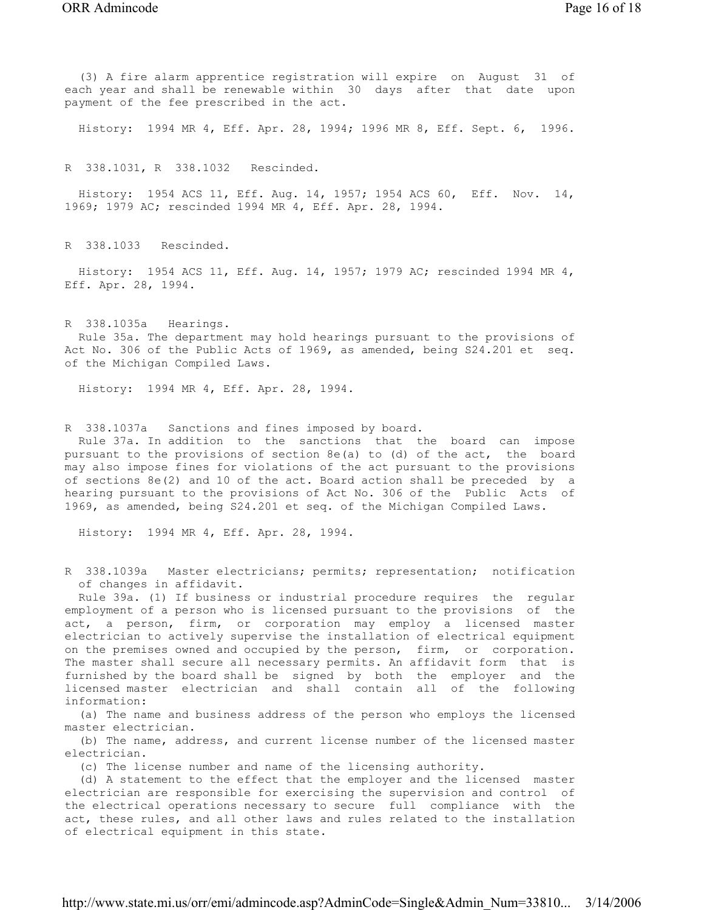(3) A fire alarm apprentice registration will expire on August 31 of each year and shall be renewable within 30 days after that date upon payment of the fee prescribed in the act.

History: 1994 MR 4, Eff. Apr. 28, 1994; 1996 MR 8, Eff. Sept. 6, 1996.

R 338.1031, R 338.1032 Rescinded.

History: 1954 ACS 11, Eff. Aug. 14, 1957; 1954 ACS 60, Eff. Nov. 14, 1969; 1979 AC; rescinded 1994 MR 4, Eff. Apr. 28, 1994.

R 338.1033 Rescinded.

History: 1954 ACS 11, Eff. Aug. 14, 1957; 1979 AC; rescinded 1994 MR 4, Eff. Apr. 28, 1994.

R 338.1035a Hearings.

Rule 35a. The department may hold hearings pursuant to the provisions of Act No. 306 of the Public Acts of 1969, as amended, being S24.201 et seq. of the Michigan Compiled Laws.

History: 1994 MR 4, Eff. Apr. 28, 1994.

R 338.1037a Sanctions and fines imposed by board.

Rule 37a. In addition to the sanctions that the board can impose pursuant to the provisions of section 8e(a) to (d) of the act, the board may also impose fines for violations of the act pursuant to the provisions of sections 8e(2) and 10 of the act. Board action shall be preceded by a hearing pursuant to the provisions of Act No. 306 of the Public Acts of 1969, as amended, being S24.201 et seq. of the Michigan Compiled Laws.

History: 1994 MR 4, Eff. Apr. 28, 1994.

R 338.1039a Master electricians; permits; representation; notification of changes in affidavit.

Rule 39a. (1) If business or industrial procedure requires the regular employment of a person who is licensed pursuant to the provisions of the act, a person, firm, or corporation may employ a licensed master electrician to actively supervise the installation of electrical equipment on the premises owned and occupied by the person, firm, or corporation. The master shall secure all necessary permits. An affidavit form that is furnished by the board shall be signed by both the employer and the licensed master electrician and shall contain all of the following information:

(a) The name and business address of the person who employs the licensed master electrician.

(b) The name, address, and current license number of the licensed master electrician.

(c) The license number and name of the licensing authority.

(d) A statement to the effect that the employer and the licensed master electrician are responsible for exercising the supervision and control of the electrical operations necessary to secure full compliance with the act, these rules, and all other laws and rules related to the installation of electrical equipment in this state.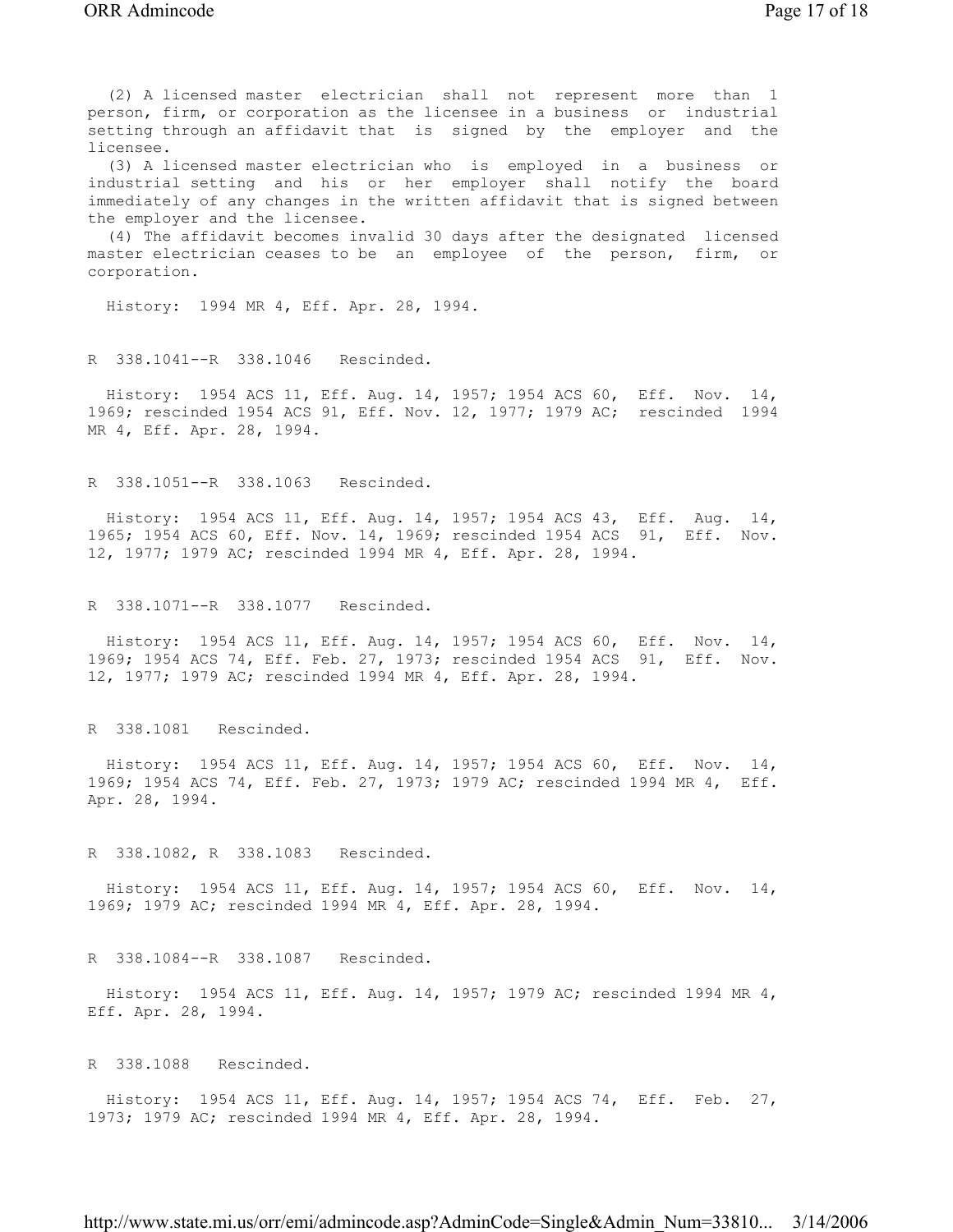(2) A licensed master electrician shall not represent more than 1 person, firm, or corporation as the licensee in a business or industrial setting through an affidavit that is signed by the employer and the licensee.

(3) A licensed master electrician who is employed in a business or industrial setting and his or her employer shall notify the board immediately of any changes in the written affidavit that is signed between the employer and the licensee.

(4) The affidavit becomes invalid 30 days after the designated licensed master electrician ceases to be an employee of the person, firm, or corporation.

History: 1994 MR 4, Eff. Apr. 28, 1994.

R 338.1041--R 338.1046 Rescinded.

History: 1954 ACS 11, Eff. Aug. 14, 1957; 1954 ACS 60, Eff. Nov. 14, 1969; rescinded 1954 ACS 91, Eff. Nov. 12, 1977; 1979 AC; rescinded 1994 MR 4, Eff. Apr. 28, 1994.

R 338.1051--R 338.1063 Rescinded.

History: 1954 ACS 11, Eff. Aug. 14, 1957; 1954 ACS 43, Eff. Aug. 14, 1965; 1954 ACS 60, Eff. Nov. 14, 1969; rescinded 1954 ACS 91, Eff. Nov. 12, 1977; 1979 AC; rescinded 1994 MR 4, Eff. Apr. 28, 1994.

R 338.1071--R 338.1077 Rescinded.

History: 1954 ACS 11, Eff. Aug. 14, 1957; 1954 ACS 60, Eff. Nov. 14, 1969; 1954 ACS 74, Eff. Feb. 27, 1973; rescinded 1954 ACS 91, Eff. Nov. 12, 1977; 1979 AC; rescinded 1994 MR 4, Eff. Apr. 28, 1994.

R 338.1081 Rescinded.

History: 1954 ACS 11, Eff. Aug. 14, 1957; 1954 ACS 60, Eff. Nov. 14, 1969; 1954 ACS 74, Eff. Feb. 27, 1973; 1979 AC; rescinded 1994 MR 4, Eff. Apr. 28, 1994.

R 338.1082, R 338.1083 Rescinded.

History: 1954 ACS 11, Eff. Aug. 14, 1957; 1954 ACS 60, Eff. Nov. 14, 1969; 1979 AC; rescinded 1994 MR 4, Eff. Apr. 28, 1994.

R 338.1084--R 338.1087 Rescinded.

History: 1954 ACS 11, Eff. Aug. 14, 1957; 1979 AC; rescinded 1994 MR 4, Eff. Apr. 28, 1994.

R 338.1088 Rescinded.

History: 1954 ACS 11, Eff. Aug. 14, 1957; 1954 ACS 74, Eff. Feb. 27, 1973; 1979 AC; rescinded 1994 MR 4, Eff. Apr. 28, 1994.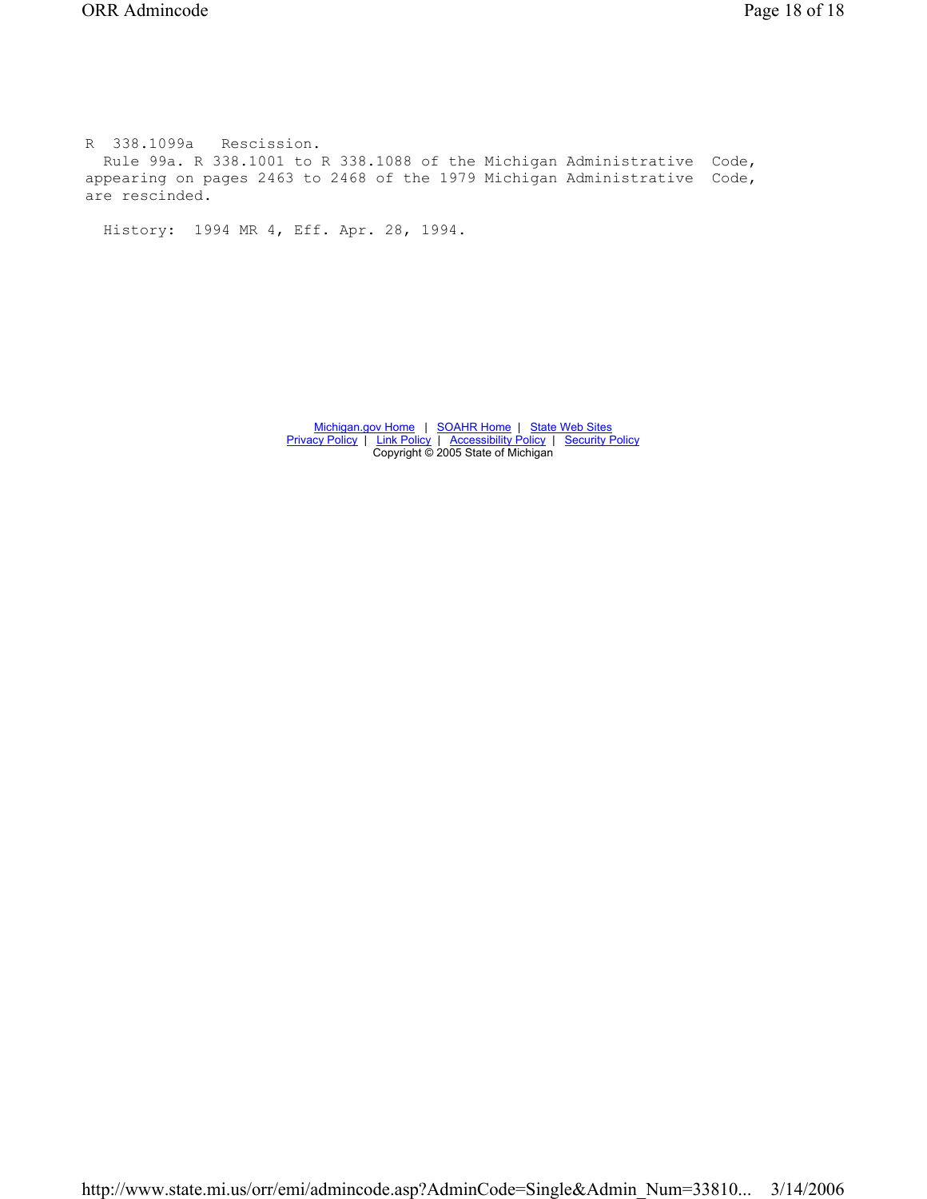R 338.1099a Rescission.

Rule 99a. R 338.1001 to R 338.1088 of the Michigan Administrative Code, appearing on pages 2463 to 2468 of the 1979 Michigan Administrative Code, are rescinded.

History: 1994 MR 4, Eff. Apr. 28, 1994.

Michigan.gov Home | SOAHR Home | State Web Sites
Privacy Policy | Link Policy | Accessibility Policy | Security Policy
Copyright © 2005 State of Michigan